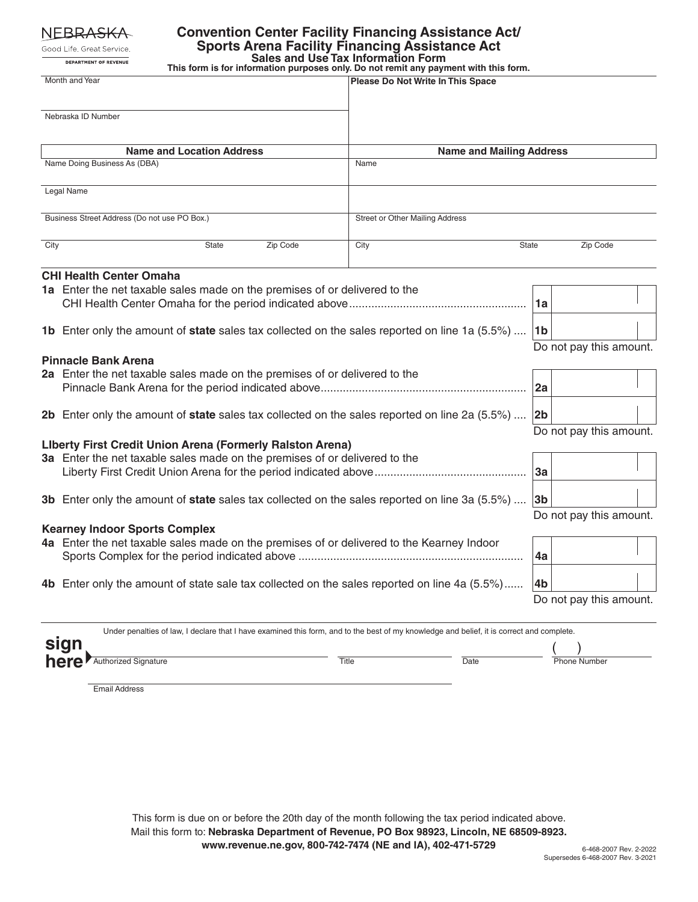NEBRASKA
Good Life. Great Service.
DEPARTMENT OF REVENUE

# Convention Center Facility Financing Assistance Act/ Sports Arena Facility Financing Assistance Act

## Sales and Use Tax Information Form

**This form is for information purposes only. Do not remit any payment with this form.**

| Month and Year | Please Do Not Write In This Space |
|---|---|
| Nebraska ID Number | |

| Name and Location Address | | | Name and Mailing Address | | |
|---|---|---|---|---|---|
| Name Doing Business As (DBA) | | | Name | | |
| Legal Name | | | | | |
| Business Street Address (Do not use PO Box.) | | | Street or Other Mailing Address | | |
| City | State | Zip Code | City | State | Zip Code |

### CHI Health Center Omaha

**1a** Enter the net taxable sales made on the premises of or delivered to the CHI Health Center Omaha for the period indicated above ........................................................ **1a**

**1b** Enter only the amount of **state** sales tax collected on the sales reported on line 1a (5.5%) .... **1b**

Do not pay this amount.

### Pinnacle Bank Arena

**2a** Enter the net taxable sales made on the premises of or delivered to the Pinnacle Bank Arena for the period indicated above................................................................ **2a**

**2b** Enter only the amount of **state** sales tax collected on the sales reported on line 2a (5.5%) .... **2b**

Do not pay this amount.

### LIberty First Credit Union Arena (Formerly Ralston Arena)

**3a** Enter the net taxable sales made on the premises of or delivered to the Liberty First Credit Union Arena for the period indicated above............................................... **3a**

**3b** Enter only the amount of **state** sales tax collected on the sales reported on line 3a (5.5%) .... **3b**

Do not pay this amount.

### Kearney Indoor Sports Complex

**4a** Enter the net taxable sales made on the premises of or delivered to the Kearney Indoor Sports Complex for the period indicated above ...................................................................... **4a**

**4b** Enter only the amount of state sale tax collected on the sales reported on line 4a (5.5%)...... **4b**

Do not pay this amount.

Under penalties of law, I declare that I have examined this form, and to the best of my knowledge and belief, it is correct and complete.

**sign here**

Authorized Signature | Title | Date | ( ) Phone Number

Email Address

This form is due on or before the 20th day of the month following the tax period indicated above.
Mail this form to: **Nebraska Department of Revenue, PO Box 98923, Lincoln, NE 68509-8923.**
**www.revenue.ne.gov, 800-742-7474 (NE and IA), 402-471-5729**

6-468-2007 Rev. 2-2022
Supersedes 6-468-2007 Rev. 3-2021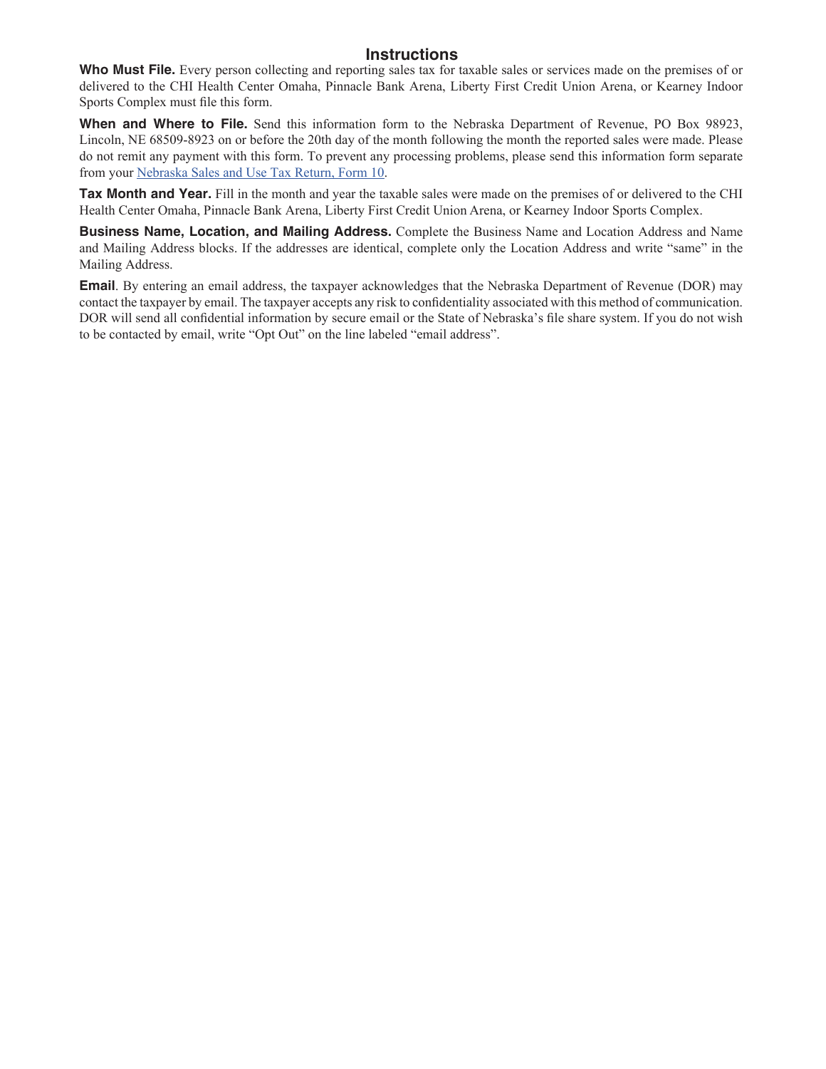# Instructions

**Who Must File.** Every person collecting and reporting sales tax for taxable sales or services made on the premises of or delivered to the CHI Health Center Omaha, Pinnacle Bank Arena, Liberty First Credit Union Arena, or Kearney Indoor Sports Complex must file this form.

**When and Where to File.** Send this information form to the Nebraska Department of Revenue, PO Box 98923, Lincoln, NE 68509-8923 on or before the 20th day of the month following the month the reported sales were made. Please do not remit any payment with this form. To prevent any processing problems, please send this information form separate from your Nebraska Sales and Use Tax Return, Form 10.

**Tax Month and Year.** Fill in the month and year the taxable sales were made on the premises of or delivered to the CHI Health Center Omaha, Pinnacle Bank Arena, Liberty First Credit Union Arena, or Kearney Indoor Sports Complex.

**Business Name, Location, and Mailing Address.** Complete the Business Name and Location Address and Name and Mailing Address blocks. If the addresses are identical, complete only the Location Address and write "same" in the Mailing Address.

**Email**. By entering an email address, the taxpayer acknowledges that the Nebraska Department of Revenue (DOR) may contact the taxpayer by email. The taxpayer accepts any risk to confidentiality associated with this method of communication. DOR will send all confidential information by secure email or the State of Nebraska's file share system. If you do not wish to be contacted by email, write "Opt Out" on the line labeled "email address".